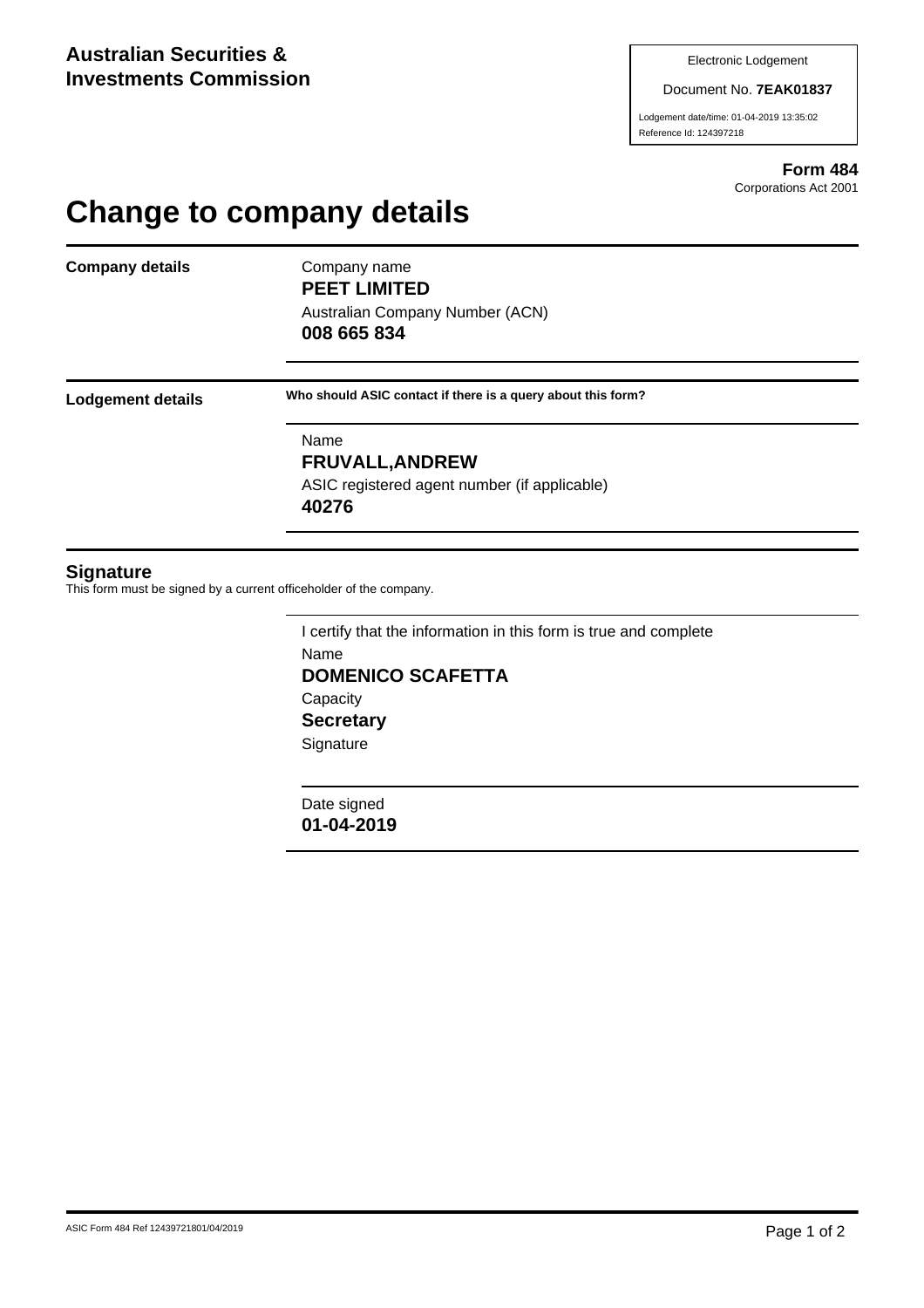**Australian Securities & Investments Commission**

Electronic Lodgement

Document No. **7EAK01837**

Lodgement date/time: 01-04-2019 13:35:02

Reference Id: 124397218

**Form 484**

Corporations Act 2001

# Change to company details

**Company details**

Company name

**PEET LIMITED**

Australian Company Number (ACN)

**008 665 834**

**Lodgement details**

**Who should ASIC contact if there is a query about this form?**

Name

**FRUVALL,ANDREW**

ASIC registered agent number (if applicable)

**40276**

## Signature

This form must be signed by a current officeholder of the company.

I certify that the information in this form is true and complete

Name

**DOMENICO SCAFETTA**

Capacity

**Secretary**

Signature

Date signed

**01-04-2019**

ASIC Form 484 Ref 12439721801/04/2019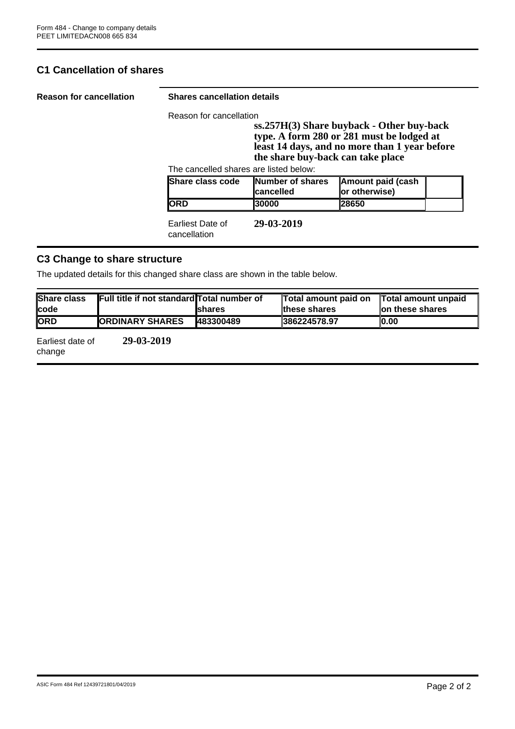## C1 Cancellation of shares

**Reason for cancellation**

**Shares cancellation details**

Reason for cancellation **ss.257H(3) Share buyback - Other buy-back type. A form 280 or 281 must be lodged at least 14 days, and no more than 1 year before the share buy-back can take place**

The cancelled shares are listed below:

| Share class code | Number of shares cancelled | Amount paid (cash or otherwise) | |
|---|---|---|---|
| ORD | 30000 | 28650 | |

Earliest Date of cancellation **29-03-2019**

## C3 Change to share structure

The updated details for this changed share class are shown in the table below.

| Share class code | Full title if not standard | Total number of shares | Total amount paid on these shares | Total amount unpaid on these shares |
|---|---|---|---|---|
| ORD | ORDINARY SHARES | 483300489 | 386224578.97 | 0.00 |

Earliest date of change **29-03-2019**